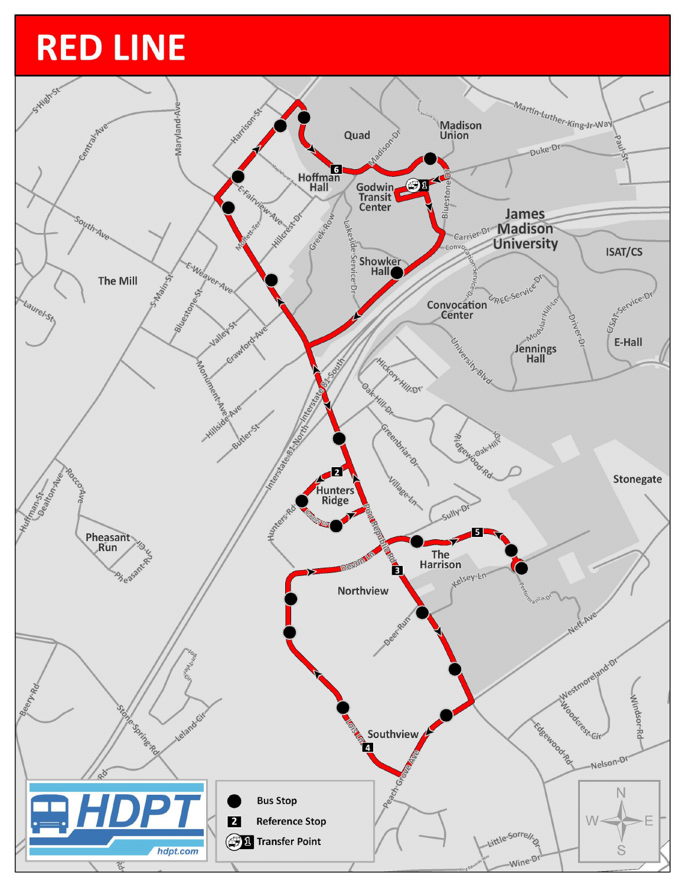# RED LINE

- ● Bus Stop
- 2 Reference Stop
- 1 Transfer Point

HDPT

hdpt.com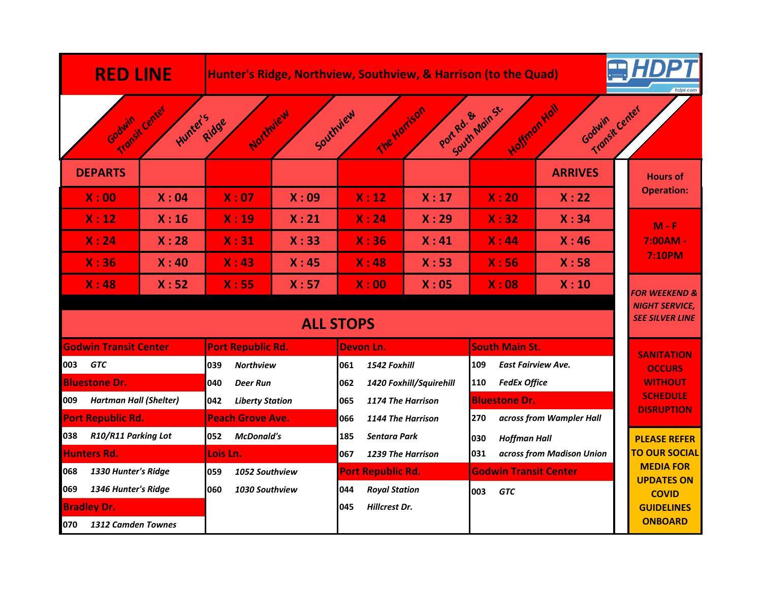# RED LINE

## Hunter's Ridge, Northview, Southview, & Harrison (to the Quad)

HDPT
hdpt.com

| Godwin Transit Center | Hunter's Ridge | Northview | Southview | The Harrison | Port Rd. & South Main St. | Hoffman Hall | Godwin Transit Center |
|---|---|---|---|---|---|---|---|
| DEPARTS | | | | | | | ARRIVES |
| X : 00 | X : 04 | X : 07 | X : 09 | X : 12 | X : 17 | X : 20 | X : 22 |
| X : 12 | X : 16 | X : 19 | X : 21 | X : 24 | X : 29 | X : 32 | X : 34 |
| X : 24 | X : 28 | X : 31 | X : 33 | X : 36 | X : 41 | X : 44 | X : 46 |
| X : 36 | X : 40 | X : 43 | X : 45 | X : 48 | X : 53 | X : 56 | X : 58 |
| X : 48 | X : 52 | X : 55 | X : 57 | X : 00 | X : 05 | X : 08 | X : 10 |

**Hours of Operation:**

**M - F 7:00AM - 7:10PM**

***FOR WEEKEND & NIGHT SERVICE, SEE SILVER LINE***

**SANITATION OCCURS WITHOUT SCHEDULE DISRUPTION**

**PLEASE REFER TO OUR SOCIAL MEDIA FOR UPDATES ON COVID GUIDELINES ONBOARD**

## ALL STOPS

**Godwin Transit Center**
- 003 *GTC*

**Bluestone Dr.**
- 009 *Hartman Hall (Shelter)*

**Port Republic Rd.**
- 038 *R10/R11 Parking Lot*

**Hunters Rd.**
- 068 *1330 Hunter's Ridge*
- 069 *1346 Hunter's Ridge*

**Bradley Dr.**
- 070 *1312 Camden Townes*

**Port Republic Rd.**
- 039 *Northview*
- 040 *Deer Run*
- 042 *Liberty Station*

**Peach Grove Ave.**
- 052 *McDonald's*

**Lois Ln.**
- 059 *1052 Southview*
- 060 *1030 Southview*

**Devon Ln.**
- 061 *1542 Foxhill*
- 062 *1420 Foxhill/Squirehill*
- 065 *1174 The Harrison*
- 066 *1144 The Harrison*
- 185 *Sentara Park*
- 067 *1239 The Harrison*

**Port Republic Rd.**
- 044 *Royal Station*
- 045 *Hillcrest Dr.*

**South Main St.**
- 109 *East Fairview Ave.*
- 110 *FedEx Office*

**Bluestone Dr.**
- 270 *across from Wampler Hall*
- 030 *Hoffman Hall*
- 031 *across from Madison Union*

**Godwin Transit Center**
- 003 *GTC*